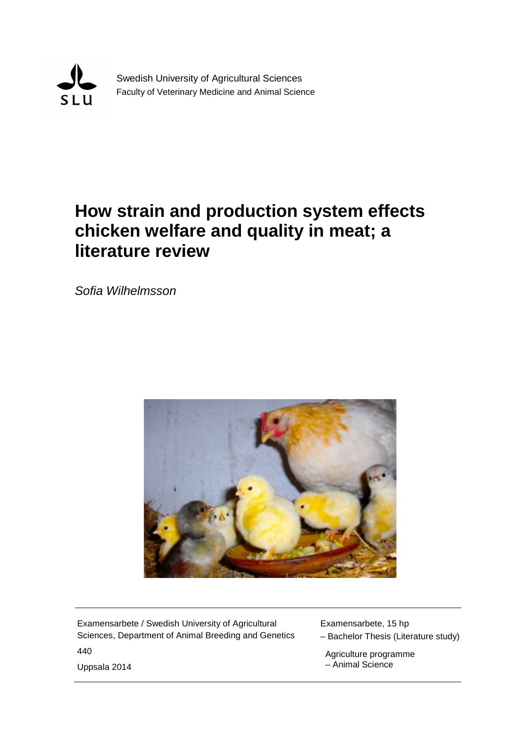Swedish University of Agricultural Sciences
Faculty of Veterinary Medicine and Animal Science

# How strain and production system effects chicken welfare and quality in meat; a literature review

*Sofia Wilhelmsson*

Examensarbete / Swedish University of Agricultural Sciences, Department of Animal Breeding and Genetics

440

Uppsala 2014

Examensarbete, 15 hp
– Bachelor Thesis (Literature study)

Agriculture programme
– Animal Science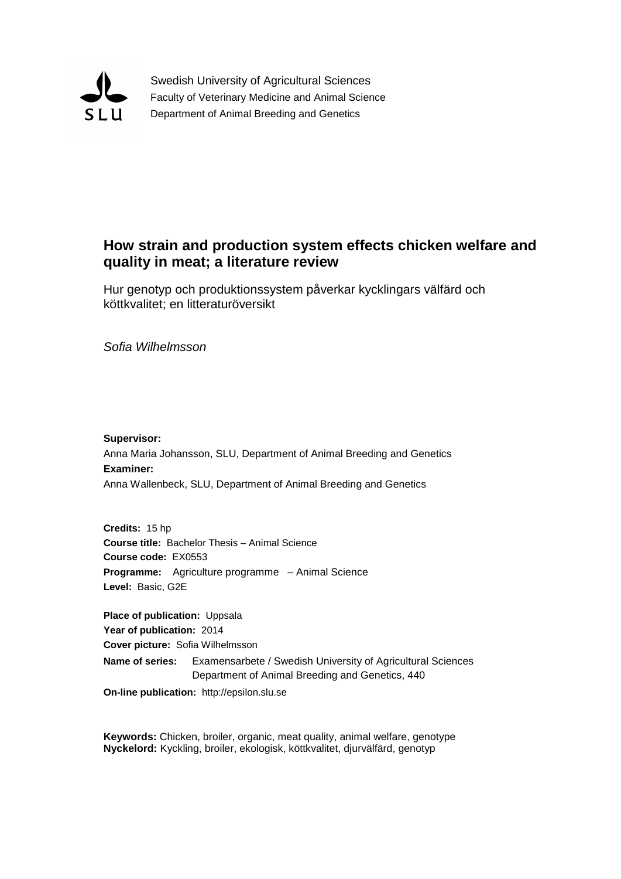Swedish University of Agricultural Sciences
Faculty of Veterinary Medicine and Animal Science
Department of Animal Breeding and Genetics

# How strain and production system effects chicken welfare and quality in meat; a literature review

Hur genotyp och produktionssystem påverkar kycklingars välfärd och köttkvalitet; en litteraturöversikt

*Sofia Wilhelmsson*

**Supervisor:**
Anna Maria Johansson, SLU, Department of Animal Breeding and Genetics
**Examiner:**
Anna Wallenbeck, SLU, Department of Animal Breeding and Genetics

**Credits:** 15 hp
**Course title:** Bachelor Thesis – Animal Science
**Course code:** EX0553
**Programme:** Agriculture programme – Animal Science
**Level:** Basic, G2E

**Place of publication:** Uppsala
**Year of publication:** 2014
**Cover picture:** Sofia Wilhelmsson
**Name of series:** Examensarbete / Swedish University of Agricultural Sciences Department of Animal Breeding and Genetics, 440
**On-line publication:** http://epsilon.slu.se

**Keywords:** Chicken, broiler, organic, meat quality, animal welfare, genotype
**Nyckelord:** Kyckling, broiler, ekologisk, köttkvalitet, djurvälfärd, genotyp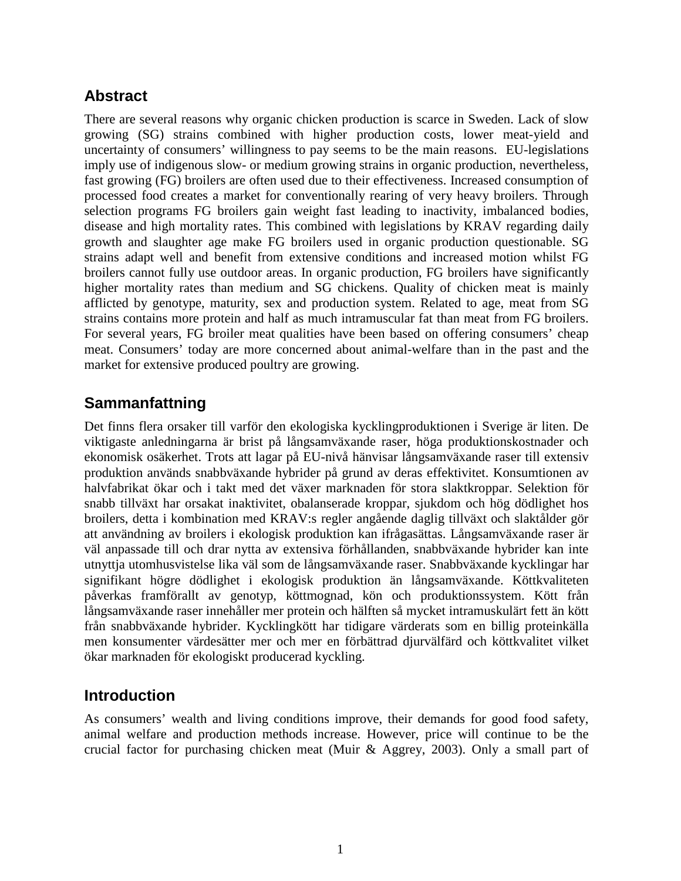## Abstract

There are several reasons why organic chicken production is scarce in Sweden. Lack of slow growing (SG) strains combined with higher production costs, lower meat-yield and uncertainty of consumers' willingness to pay seems to be the main reasons. EU-legislations imply use of indigenous slow- or medium growing strains in organic production, nevertheless, fast growing (FG) broilers are often used due to their effectiveness. Increased consumption of processed food creates a market for conventionally rearing of very heavy broilers. Through selection programs FG broilers gain weight fast leading to inactivity, imbalanced bodies, disease and high mortality rates. This combined with legislations by KRAV regarding daily growth and slaughter age make FG broilers used in organic production questionable. SG strains adapt well and benefit from extensive conditions and increased motion whilst FG broilers cannot fully use outdoor areas. In organic production, FG broilers have significantly higher mortality rates than medium and SG chickens. Quality of chicken meat is mainly afflicted by genotype, maturity, sex and production system. Related to age, meat from SG strains contains more protein and half as much intramuscular fat than meat from FG broilers. For several years, FG broiler meat qualities have been based on offering consumers' cheap meat. Consumers' today are more concerned about animal-welfare than in the past and the market for extensive produced poultry are growing.

## Sammanfattning

Det finns flera orsaker till varför den ekologiska kycklingproduktionen i Sverige är liten. De viktigaste anledningarna är brist på långsamväxande raser, höga produktionskostnader och ekonomisk osäkerhet. Trots att lagar på EU-nivå hänvisar långsamväxande raser till extensiv produktion används snabbväxande hybrider på grund av deras effektivitet. Konsumtionen av halvfabrikat ökar och i takt med det växer marknaden för stora slaktkroppar. Selektion för snabb tillväxt har orsakat inaktivitet, obalanserade kroppar, sjukdom och hög dödlighet hos broilers, detta i kombination med KRAV:s regler angående daglig tillväxt och slaktålder gör att användning av broilers i ekologisk produktion kan ifrågasättas. Långsamväxande raser är väl anpassade till och drar nytta av extensiva förhållanden, snabbväxande hybrider kan inte utnyttja utomhusvistelse lika väl som de långsamväxande raser. Snabbväxande kycklingar har signifikant högre dödlighet i ekologisk produktion än långsamväxande. Köttkvaliteten påverkas framförallt av genotyp, köttmognad, kön och produktionssystem. Kött från långsamväxande raser innehåller mer protein och hälften så mycket intramuskulärt fett än kött från snabbväxande hybrider. Kycklingkött har tidigare värderats som en billig proteinkälla men konsumenter värdesätter mer och mer en förbättrad djurvälfärd och köttkvalitet vilket ökar marknaden för ekologiskt producerad kyckling.

## Introduction

As consumers' wealth and living conditions improve, their demands for good food safety, animal welfare and production methods increase. However, price will continue to be the crucial factor for purchasing chicken meat (Muir & Aggrey, 2003). Only a small part of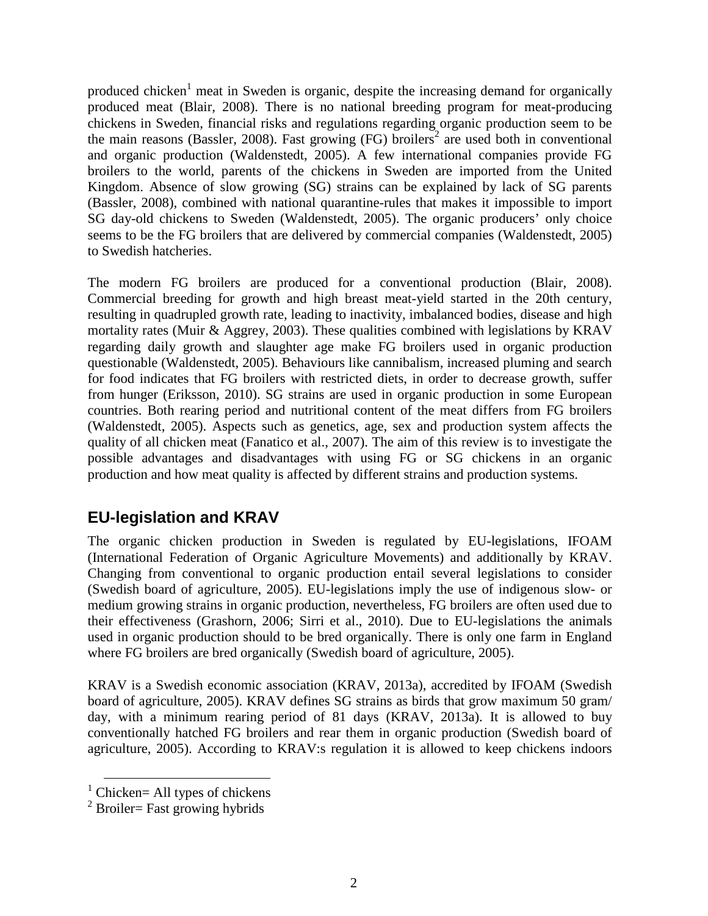produced chicken[1] meat in Sweden is organic, despite the increasing demand for organically produced meat (Blair, 2008). There is no national breeding program for meat-producing chickens in Sweden, financial risks and regulations regarding organic production seem to be the main reasons (Bassler, 2008). Fast growing (FG) broilers[2] are used both in conventional and organic production (Waldenstedt, 2005). A few international companies provide FG broilers to the world, parents of the chickens in Sweden are imported from the United Kingdom. Absence of slow growing (SG) strains can be explained by lack of SG parents (Bassler, 2008), combined with national quarantine-rules that makes it impossible to import SG day-old chickens to Sweden (Waldenstedt, 2005). The organic producers' only choice seems to be the FG broilers that are delivered by commercial companies (Waldenstedt, 2005) to Swedish hatcheries.

The modern FG broilers are produced for a conventional production (Blair, 2008). Commercial breeding for growth and high breast meat-yield started in the 20th century, resulting in quadrupled growth rate, leading to inactivity, imbalanced bodies, disease and high mortality rates (Muir & Aggrey, 2003). These qualities combined with legislations by KRAV regarding daily growth and slaughter age make FG broilers used in organic production questionable (Waldenstedt, 2005). Behaviours like cannibalism, increased pluming and search for food indicates that FG broilers with restricted diets, in order to decrease growth, suffer from hunger (Eriksson, 2010). SG strains are used in organic production in some European countries. Both rearing period and nutritional content of the meat differs from FG broilers (Waldenstedt, 2005). Aspects such as genetics, age, sex and production system affects the quality of all chicken meat (Fanatico et al., 2007). The aim of this review is to investigate the possible advantages and disadvantages with using FG or SG chickens in an organic production and how meat quality is affected by different strains and production systems.

## EU-legislation and KRAV

The organic chicken production in Sweden is regulated by EU-legislations, IFOAM (International Federation of Organic Agriculture Movements) and additionally by KRAV. Changing from conventional to organic production entail several legislations to consider (Swedish board of agriculture, 2005). EU-legislations imply the use of indigenous slow- or medium growing strains in organic production, nevertheless, FG broilers are often used due to their effectiveness (Grashorn, 2006; Sirri et al., 2010). Due to EU-legislations the animals used in organic production should to be bred organically. There is only one farm in England where FG broilers are bred organically (Swedish board of agriculture, 2005).

KRAV is a Swedish economic association (KRAV, 2013a), accredited by IFOAM (Swedish board of agriculture, 2005). KRAV defines SG strains as birds that grow maximum 50 gram/ day, with a minimum rearing period of 81 days (KRAV, 2013a). It is allowed to buy conventionally hatched FG broilers and rear them in organic production (Swedish board of agriculture, 2005). According to KRAV:s regulation it is allowed to keep chickens indoors

[1] Chicken= All types of chickens

[2] Broiler= Fast growing hybrids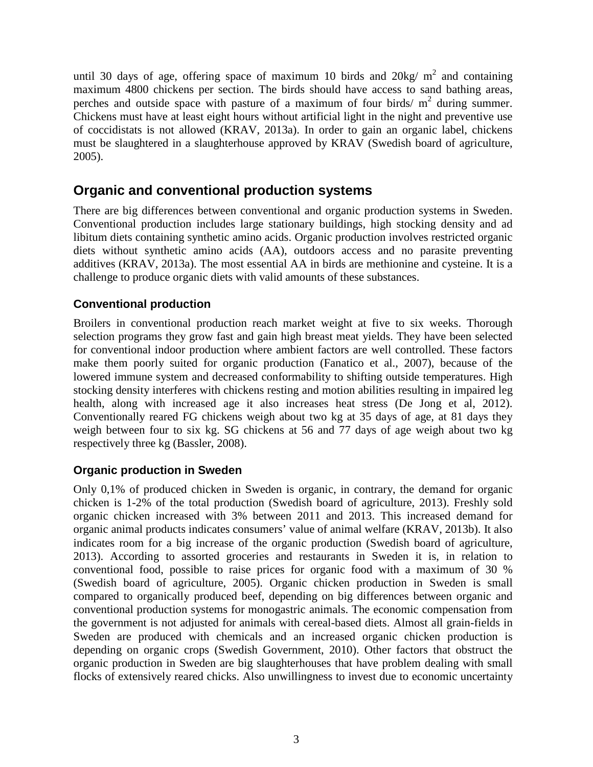until 30 days of age, offering space of maximum 10 birds and 20kg/ $m^2$ and containing maximum 4800 chickens per section. The birds should have access to sand bathing areas, perches and outside space with pasture of a maximum of four birds/ $m^2$ during summer. Chickens must have at least eight hours without artificial light in the night and preventive use of coccidistats is not allowed (KRAV, 2013a). In order to gain an organic label, chickens must be slaughtered in a slaughterhouse approved by KRAV (Swedish board of agriculture, 2005).

## Organic and conventional production systems

There are big differences between conventional and organic production systems in Sweden. Conventional production includes large stationary buildings, high stocking density and ad libitum diets containing synthetic amino acids. Organic production involves restricted organic diets without synthetic amino acids (AA), outdoors access and no parasite preventing additives (KRAV, 2013a). The most essential AA in birds are methionine and cysteine. It is a challenge to produce organic diets with valid amounts of these substances.

### Conventional production

Broilers in conventional production reach market weight at five to six weeks. Thorough selection programs they grow fast and gain high breast meat yields. They have been selected for conventional indoor production where ambient factors are well controlled. These factors make them poorly suited for organic production (Fanatico et al., 2007), because of the lowered immune system and decreased conformability to shifting outside temperatures. High stocking density interferes with chickens resting and motion abilities resulting in impaired leg health, along with increased age it also increases heat stress (De Jong et al, 2012). Conventionally reared FG chickens weigh about two kg at 35 days of age, at 81 days they weigh between four to six kg. SG chickens at 56 and 77 days of age weigh about two kg respectively three kg (Bassler, 2008).

### Organic production in Sweden

Only 0,1% of produced chicken in Sweden is organic, in contrary, the demand for organic chicken is 1-2% of the total production (Swedish board of agriculture, 2013). Freshly sold organic chicken increased with 3% between 2011 and 2013. This increased demand for organic animal products indicates consumers' value of animal welfare (KRAV, 2013b). It also indicates room for a big increase of the organic production (Swedish board of agriculture, 2013). According to assorted groceries and restaurants in Sweden it is, in relation to conventional food, possible to raise prices for organic food with a maximum of 30 % (Swedish board of agriculture, 2005). Organic chicken production in Sweden is small compared to organically produced beef, depending on big differences between organic and conventional production systems for monogastric animals. The economic compensation from the government is not adjusted for animals with cereal-based diets. Almost all grain-fields in Sweden are produced with chemicals and an increased organic chicken production is depending on organic crops (Swedish Government, 2010). Other factors that obstruct the organic production in Sweden are big slaughterhouses that have problem dealing with small flocks of extensively reared chicks. Also unwillingness to invest due to economic uncertainty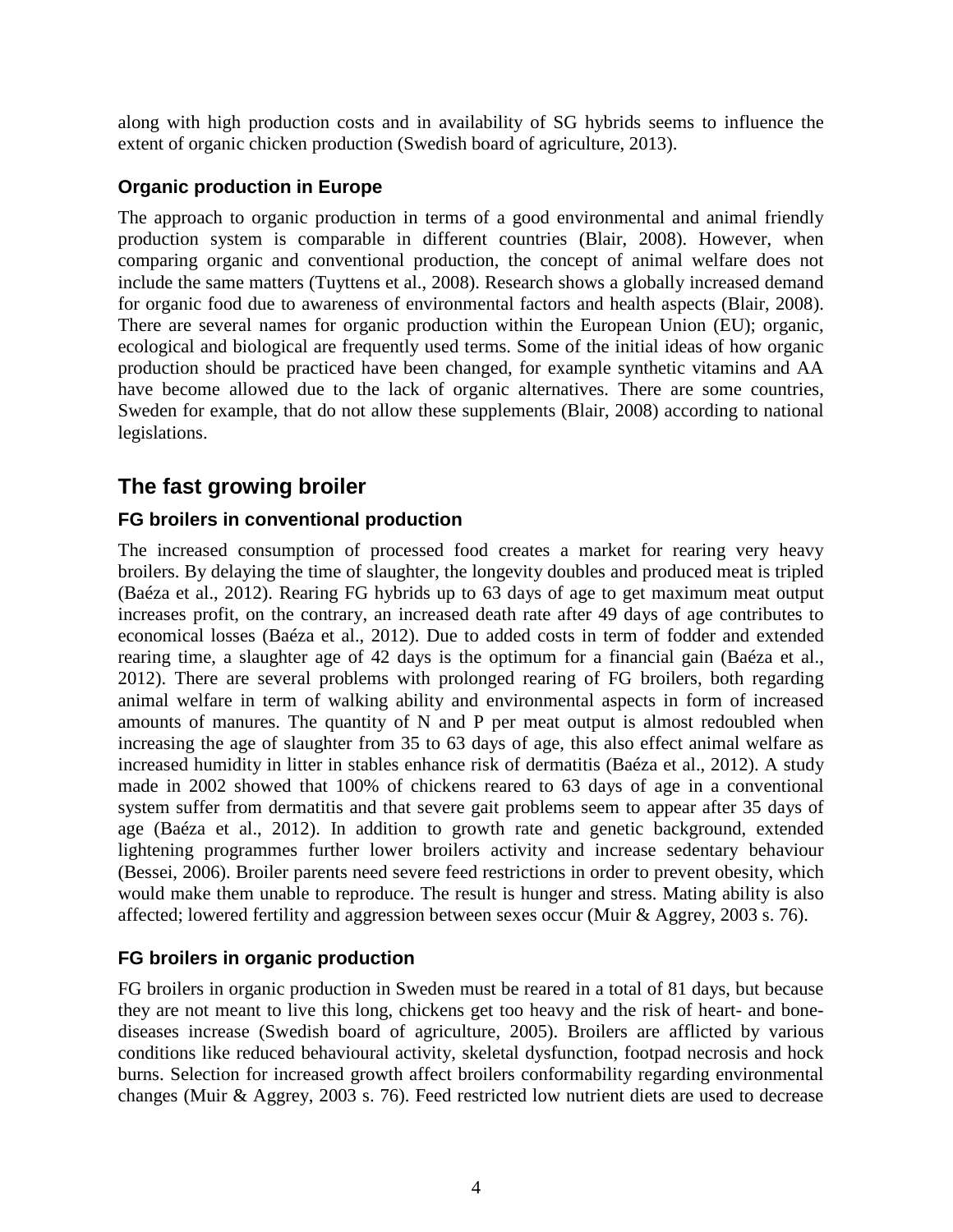along with high production costs and in availability of SG hybrids seems to influence the extent of organic chicken production (Swedish board of agriculture, 2013).

### Organic production in Europe

The approach to organic production in terms of a good environmental and animal friendly production system is comparable in different countries (Blair, 2008). However, when comparing organic and conventional production, the concept of animal welfare does not include the same matters (Tuyttens et al., 2008). Research shows a globally increased demand for organic food due to awareness of environmental factors and health aspects (Blair, 2008). There are several names for organic production within the European Union (EU); organic, ecological and biological are frequently used terms. Some of the initial ideas of how organic production should be practiced have been changed, for example synthetic vitamins and AA have become allowed due to the lack of organic alternatives. There are some countries, Sweden for example, that do not allow these supplements (Blair, 2008) according to national legislations.

## The fast growing broiler

### FG broilers in conventional production

The increased consumption of processed food creates a market for rearing very heavy broilers. By delaying the time of slaughter, the longevity doubles and produced meat is tripled (Baéza et al., 2012). Rearing FG hybrids up to 63 days of age to get maximum meat output increases profit, on the contrary, an increased death rate after 49 days of age contributes to economical losses (Baéza et al., 2012). Due to added costs in term of fodder and extended rearing time, a slaughter age of 42 days is the optimum for a financial gain (Baéza et al., 2012). There are several problems with prolonged rearing of FG broilers, both regarding animal welfare in term of walking ability and environmental aspects in form of increased amounts of manures. The quantity of N and P per meat output is almost redoubled when increasing the age of slaughter from 35 to 63 days of age, this also effect animal welfare as increased humidity in litter in stables enhance risk of dermatitis (Baéza et al., 2012). A study made in 2002 showed that 100% of chickens reared to 63 days of age in a conventional system suffer from dermatitis and that severe gait problems seem to appear after 35 days of age (Baéza et al., 2012). In addition to growth rate and genetic background, extended lightening programmes further lower broilers activity and increase sedentary behaviour (Bessei, 2006). Broiler parents need severe feed restrictions in order to prevent obesity, which would make them unable to reproduce. The result is hunger and stress. Mating ability is also affected; lowered fertility and aggression between sexes occur (Muir & Aggrey, 2003 s. 76).

### FG broilers in organic production

FG broilers in organic production in Sweden must be reared in a total of 81 days, but because they are not meant to live this long, chickens get too heavy and the risk of heart- and bone-diseases increase (Swedish board of agriculture, 2005). Broilers are afflicted by various conditions like reduced behavioural activity, skeletal dysfunction, footpad necrosis and hock burns. Selection for increased growth affect broilers conformability regarding environmental changes (Muir & Aggrey, 2003 s. 76). Feed restricted low nutrient diets are used to decrease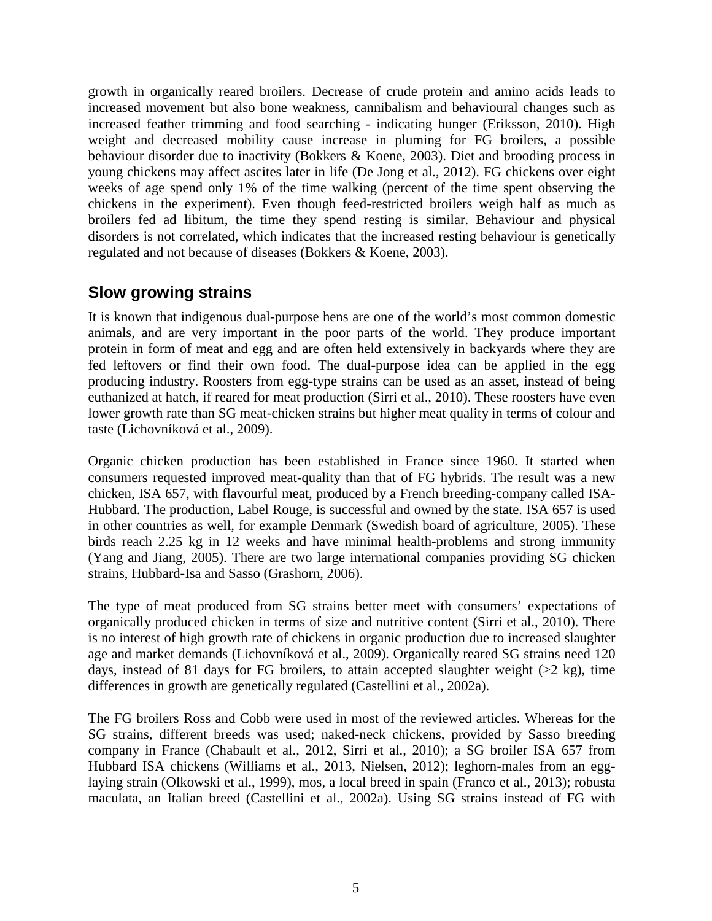growth in organically reared broilers. Decrease of crude protein and amino acids leads to increased movement but also bone weakness, cannibalism and behavioural changes such as increased feather trimming and food searching - indicating hunger (Eriksson, 2010). High weight and decreased mobility cause increase in pluming for FG broilers, a possible behaviour disorder due to inactivity (Bokkers & Koene, 2003). Diet and brooding process in young chickens may affect ascites later in life (De Jong et al., 2012). FG chickens over eight weeks of age spend only 1% of the time walking (percent of the time spent observing the chickens in the experiment). Even though feed-restricted broilers weigh half as much as broilers fed ad libitum, the time they spend resting is similar. Behaviour and physical disorders is not correlated, which indicates that the increased resting behaviour is genetically regulated and not because of diseases (Bokkers & Koene, 2003).

## Slow growing strains

It is known that indigenous dual-purpose hens are one of the world's most common domestic animals, and are very important in the poor parts of the world. They produce important protein in form of meat and egg and are often held extensively in backyards where they are fed leftovers or find their own food. The dual-purpose idea can be applied in the egg producing industry. Roosters from egg-type strains can be used as an asset, instead of being euthanized at hatch, if reared for meat production (Sirri et al., 2010). These roosters have even lower growth rate than SG meat-chicken strains but higher meat quality in terms of colour and taste (Lichovníková et al., 2009).

Organic chicken production has been established in France since 1960. It started when consumers requested improved meat-quality than that of FG hybrids. The result was a new chicken, ISA 657, with flavourful meat, produced by a French breeding-company called ISA-Hubbard. The production, Label Rouge, is successful and owned by the state. ISA 657 is used in other countries as well, for example Denmark (Swedish board of agriculture, 2005). These birds reach 2.25 kg in 12 weeks and have minimal health-problems and strong immunity (Yang and Jiang, 2005). There are two large international companies providing SG chicken strains, Hubbard-Isa and Sasso (Grashorn, 2006).

The type of meat produced from SG strains better meet with consumers' expectations of organically produced chicken in terms of size and nutritive content (Sirri et al., 2010). There is no interest of high growth rate of chickens in organic production due to increased slaughter age and market demands (Lichovníková et al., 2009). Organically reared SG strains need 120 days, instead of 81 days for FG broilers, to attain accepted slaughter weight (>2 kg), time differences in growth are genetically regulated (Castellini et al., 2002a).

The FG broilers Ross and Cobb were used in most of the reviewed articles. Whereas for the SG strains, different breeds was used; naked-neck chickens, provided by Sasso breeding company in France (Chabault et al., 2012, Sirri et al., 2010); a SG broiler ISA 657 from Hubbard ISA chickens (Williams et al., 2013, Nielsen, 2012); leghorn-males from an egg-laying strain (Olkowski et al., 1999), mos, a local breed in spain (Franco et al., 2013); robusta maculata, an Italian breed (Castellini et al., 2002a). Using SG strains instead of FG with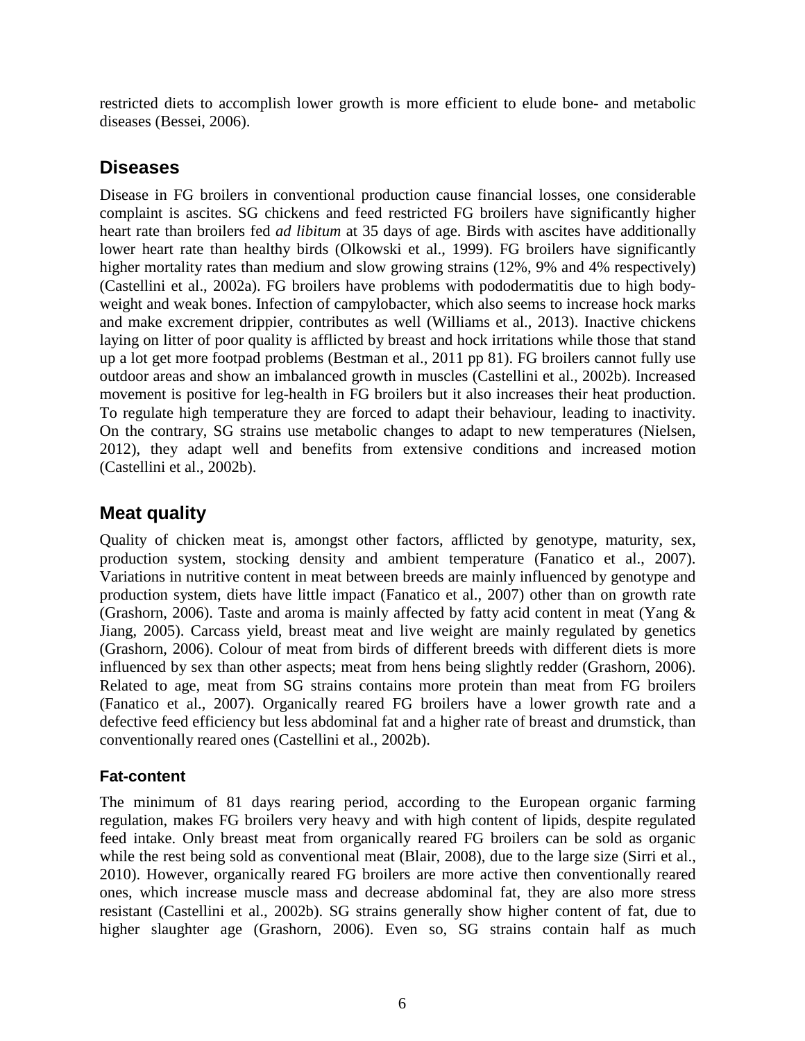restricted diets to accomplish lower growth is more efficient to elude bone- and metabolic diseases (Bessei, 2006).

## Diseases

Disease in FG broilers in conventional production cause financial losses, one considerable complaint is ascites. SG chickens and feed restricted FG broilers have significantly higher heart rate than broilers fed *ad libitum* at 35 days of age. Birds with ascites have additionally lower heart rate than healthy birds (Olkowski et al., 1999). FG broilers have significantly higher mortality rates than medium and slow growing strains (12%, 9% and 4% respectively) (Castellini et al., 2002a). FG broilers have problems with pododermatitis due to high body-weight and weak bones. Infection of campylobacter, which also seems to increase hock marks and make excrement drippier, contributes as well (Williams et al., 2013). Inactive chickens laying on litter of poor quality is afflicted by breast and hock irritations while those that stand up a lot get more footpad problems (Bestman et al., 2011 pp 81). FG broilers cannot fully use outdoor areas and show an imbalanced growth in muscles (Castellini et al., 2002b). Increased movement is positive for leg-health in FG broilers but it also increases their heat production. To regulate high temperature they are forced to adapt their behaviour, leading to inactivity. On the contrary, SG strains use metabolic changes to adapt to new temperatures (Nielsen, 2012), they adapt well and benefits from extensive conditions and increased motion (Castellini et al., 2002b).

## Meat quality

Quality of chicken meat is, amongst other factors, afflicted by genotype, maturity, sex, production system, stocking density and ambient temperature (Fanatico et al., 2007). Variations in nutritive content in meat between breeds are mainly influenced by genotype and production system, diets have little impact (Fanatico et al., 2007) other than on growth rate (Grashorn, 2006). Taste and aroma is mainly affected by fatty acid content in meat (Yang & Jiang, 2005). Carcass yield, breast meat and live weight are mainly regulated by genetics (Grashorn, 2006). Colour of meat from birds of different breeds with different diets is more influenced by sex than other aspects; meat from hens being slightly redder (Grashorn, 2006). Related to age, meat from SG strains contains more protein than meat from FG broilers (Fanatico et al., 2007). Organically reared FG broilers have a lower growth rate and a defective feed efficiency but less abdominal fat and a higher rate of breast and drumstick, than conventionally reared ones (Castellini et al., 2002b).

### Fat-content

The minimum of 81 days rearing period, according to the European organic farming regulation, makes FG broilers very heavy and with high content of lipids, despite regulated feed intake. Only breast meat from organically reared FG broilers can be sold as organic while the rest being sold as conventional meat (Blair, 2008), due to the large size (Sirri et al., 2010). However, organically reared FG broilers are more active then conventionally reared ones, which increase muscle mass and decrease abdominal fat, they are also more stress resistant (Castellini et al., 2002b). SG strains generally show higher content of fat, due to higher slaughter age (Grashorn, 2006). Even so, SG strains contain half as much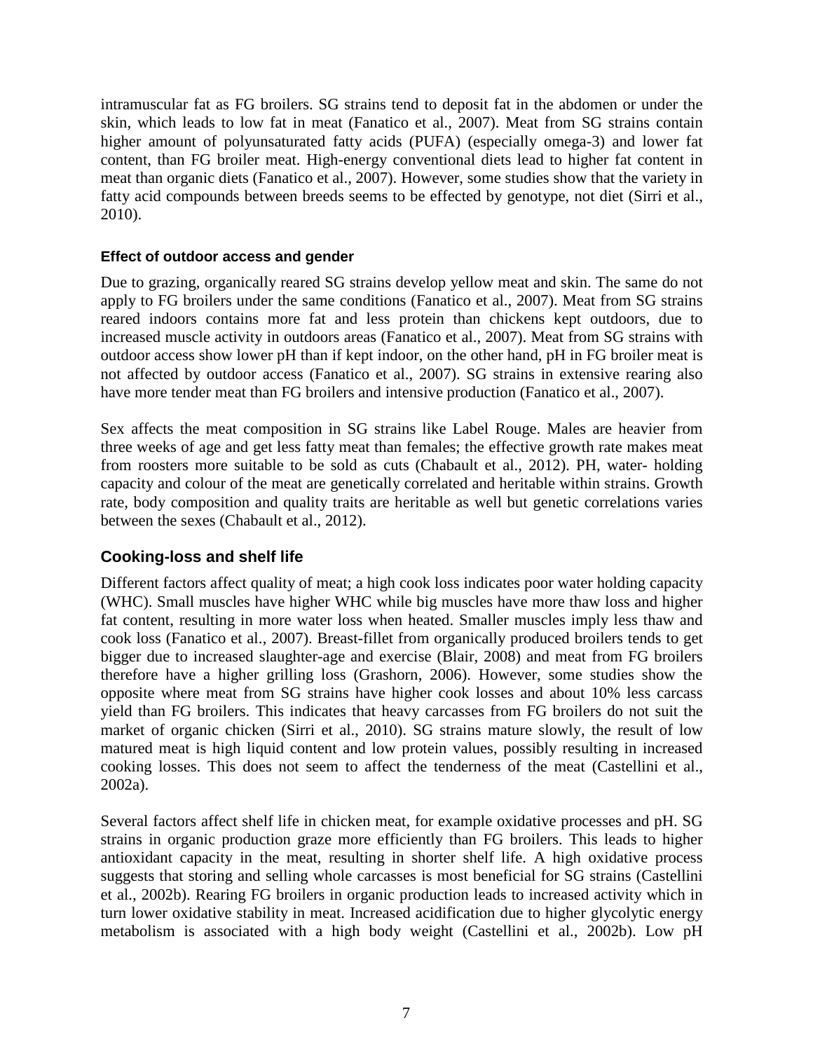intramuscular fat as FG broilers. SG strains tend to deposit fat in the abdomen or under the skin, which leads to low fat in meat (Fanatico et al., 2007). Meat from SG strains contain higher amount of polyunsaturated fatty acids (PUFA) (especially omega-3) and lower fat content, than FG broiler meat. High-energy conventional diets lead to higher fat content in meat than organic diets (Fanatico et al., 2007). However, some studies show that the variety in fatty acid compounds between breeds seems to be effected by genotype, not diet (Sirri et al., 2010).

#### Effect of outdoor access and gender

Due to grazing, organically reared SG strains develop yellow meat and skin. The same do not apply to FG broilers under the same conditions (Fanatico et al., 2007). Meat from SG strains reared indoors contains more fat and less protein than chickens kept outdoors, due to increased muscle activity in outdoors areas (Fanatico et al., 2007). Meat from SG strains with outdoor access show lower pH than if kept indoor, on the other hand, pH in FG broiler meat is not affected by outdoor access (Fanatico et al., 2007). SG strains in extensive rearing also have more tender meat than FG broilers and intensive production (Fanatico et al., 2007).

Sex affects the meat composition in SG strains like Label Rouge. Males are heavier from three weeks of age and get less fatty meat than females; the effective growth rate makes meat from roosters more suitable to be sold as cuts (Chabault et al., 2012). PH, water- holding capacity and colour of the meat are genetically correlated and heritable within strains. Growth rate, body composition and quality traits are heritable as well but genetic correlations varies between the sexes (Chabault et al., 2012).

### Cooking-loss and shelf life

Different factors affect quality of meat; a high cook loss indicates poor water holding capacity (WHC). Small muscles have higher WHC while big muscles have more thaw loss and higher fat content, resulting in more water loss when heated. Smaller muscles imply less thaw and cook loss (Fanatico et al., 2007). Breast-fillet from organically produced broilers tends to get bigger due to increased slaughter-age and exercise (Blair, 2008) and meat from FG broilers therefore have a higher grilling loss (Grashorn, 2006). However, some studies show the opposite where meat from SG strains have higher cook losses and about 10% less carcass yield than FG broilers. This indicates that heavy carcasses from FG broilers do not suit the market of organic chicken (Sirri et al., 2010). SG strains mature slowly, the result of low matured meat is high liquid content and low protein values, possibly resulting in increased cooking losses. This does not seem to affect the tenderness of the meat (Castellini et al., 2002a).

Several factors affect shelf life in chicken meat, for example oxidative processes and pH. SG strains in organic production graze more efficiently than FG broilers. This leads to higher antioxidant capacity in the meat, resulting in shorter shelf life. A high oxidative process suggests that storing and selling whole carcasses is most beneficial for SG strains (Castellini et al., 2002b). Rearing FG broilers in organic production leads to increased activity which in turn lower oxidative stability in meat. Increased acidification due to higher glycolytic energy metabolism is associated with a high body weight (Castellini et al., 2002b). Low pH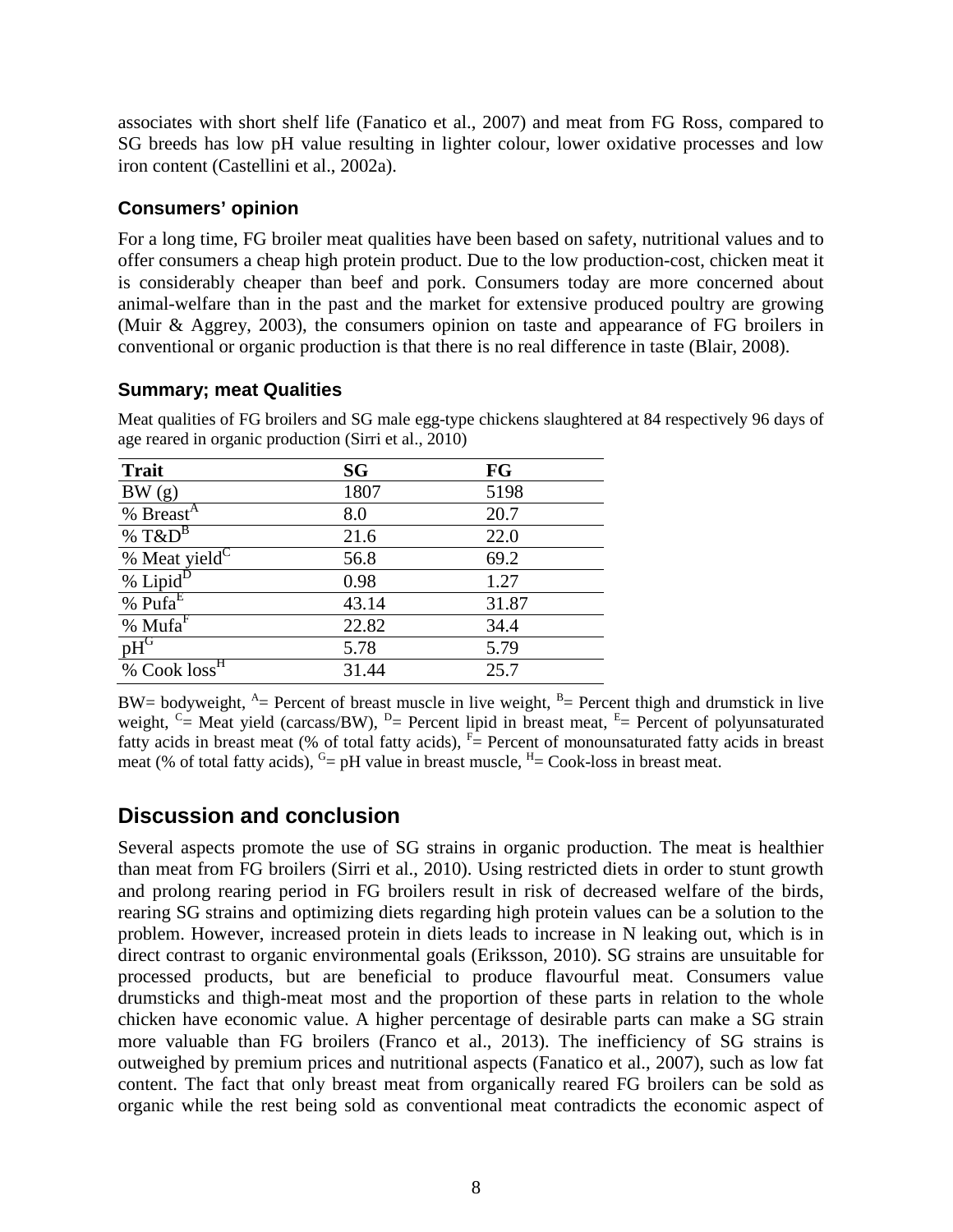associates with short shelf life (Fanatico et al., 2007) and meat from FG Ross, compared to SG breeds has low pH value resulting in lighter colour, lower oxidative processes and low iron content (Castellini et al., 2002a).

### Consumers' opinion

For a long time, FG broiler meat qualities have been based on safety, nutritional values and to offer consumers a cheap high protein product. Due to the low production-cost, chicken meat it is considerably cheaper than beef and pork. Consumers today are more concerned about animal-welfare than in the past and the market for extensive produced poultry are growing (Muir & Aggrey, 2003), the consumers opinion on taste and appearance of FG broilers in conventional or organic production is that there is no real difference in taste (Blair, 2008).

### Summary; meat Qualities

Meat qualities of FG broilers and SG male egg-type chickens slaughtered at 84 respectively 96 days of age reared in organic production (Sirri et al., 2010)

| Trait | SG | FG |
|---|---|---|
| BW (g) | 1807 | 5198 |
| % Breast[A] | 8.0 | 20.7 |
| % T&D[B] | 21.6 | 22.0 |
| % Meat yield[C] | 56.8 | 69.2 |
| % Lipid[D] | 0.98 | 1.27 |
| % Pufa[E] | 43.14 | 31.87 |
| % Mufa[F] | 22.82 | 34.4 |
| pH[G] | 5.78 | 5.79 |
| % Cook loss[H] | 31.44 | 25.7 |

BW= bodyweight, [A]= Percent of breast muscle in live weight, [B]= Percent thigh and drumstick in live weight, [C]= Meat yield (carcass/BW), [D]= Percent lipid in breast meat, [E]= Percent of polyunsaturated fatty acids in breast meat (% of total fatty acids), [F]= Percent of monounsaturated fatty acids in breast meat (% of total fatty acids), [G]= pH value in breast muscle, [H]= Cook-loss in breast meat.

## Discussion and conclusion

Several aspects promote the use of SG strains in organic production. The meat is healthier than meat from FG broilers (Sirri et al., 2010). Using restricted diets in order to stunt growth and prolong rearing period in FG broilers result in risk of decreased welfare of the birds, rearing SG strains and optimizing diets regarding high protein values can be a solution to the problem. However, increased protein in diets leads to increase in N leaking out, which is in direct contrast to organic environmental goals (Eriksson, 2010). SG strains are unsuitable for processed products, but are beneficial to produce flavourful meat. Consumers value drumsticks and thigh-meat most and the proportion of these parts in relation to the whole chicken have economic value. A higher percentage of desirable parts can make a SG strain more valuable than FG broilers (Franco et al., 2013). The inefficiency of SG strains is outweighed by premium prices and nutritional aspects (Fanatico et al., 2007), such as low fat content. The fact that only breast meat from organically reared FG broilers can be sold as organic while the rest being sold as conventional meat contradicts the economic aspect of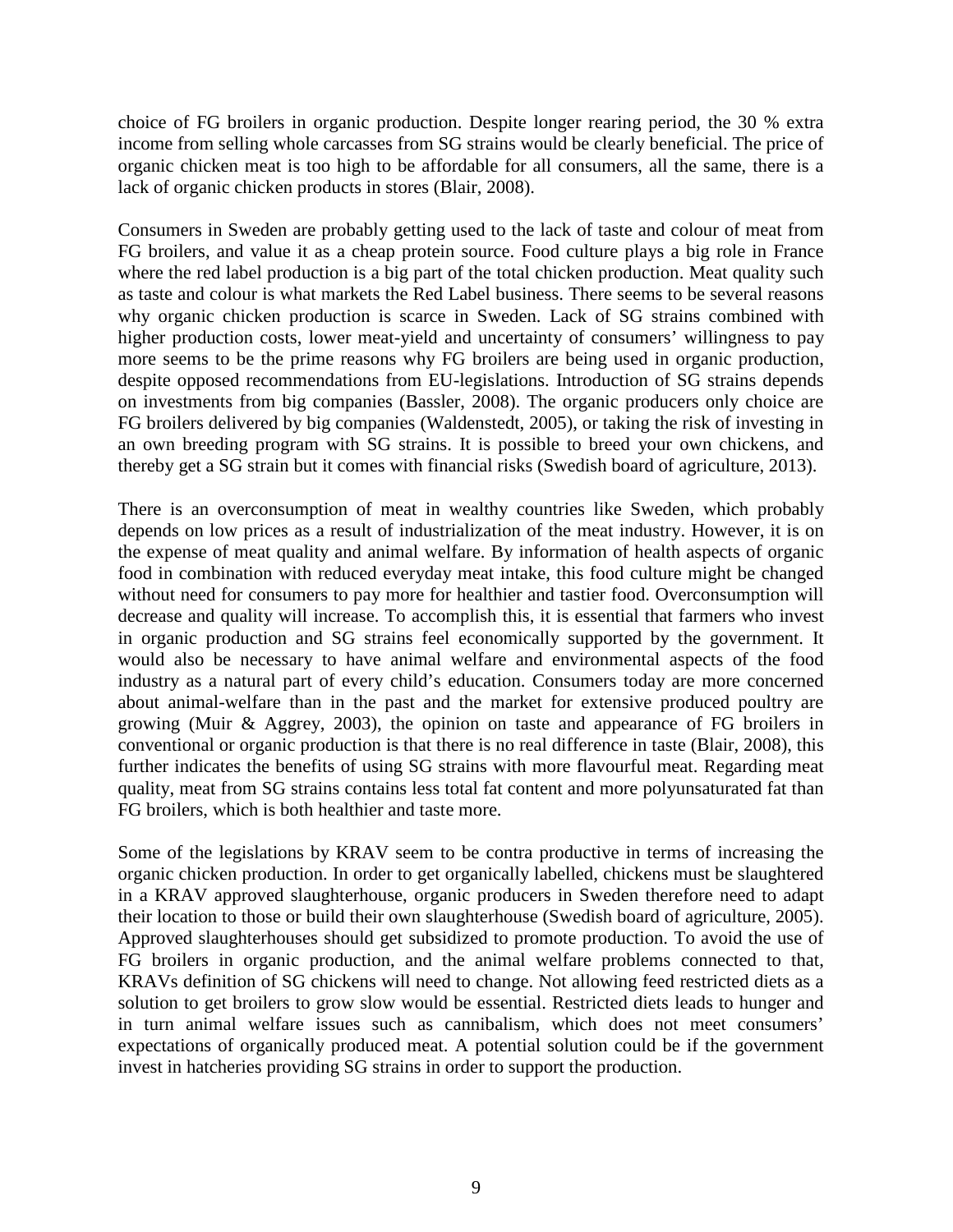choice of FG broilers in organic production. Despite longer rearing period, the 30 % extra income from selling whole carcasses from SG strains would be clearly beneficial. The price of organic chicken meat is too high to be affordable for all consumers, all the same, there is a lack of organic chicken products in stores (Blair, 2008).

Consumers in Sweden are probably getting used to the lack of taste and colour of meat from FG broilers, and value it as a cheap protein source. Food culture plays a big role in France where the red label production is a big part of the total chicken production. Meat quality such as taste and colour is what markets the Red Label business. There seems to be several reasons why organic chicken production is scarce in Sweden. Lack of SG strains combined with higher production costs, lower meat-yield and uncertainty of consumers' willingness to pay more seems to be the prime reasons why FG broilers are being used in organic production, despite opposed recommendations from EU-legislations. Introduction of SG strains depends on investments from big companies (Bassler, 2008). The organic producers only choice are FG broilers delivered by big companies (Waldenstedt, 2005), or taking the risk of investing in an own breeding program with SG strains. It is possible to breed your own chickens, and thereby get a SG strain but it comes with financial risks (Swedish board of agriculture, 2013).

There is an overconsumption of meat in wealthy countries like Sweden, which probably depends on low prices as a result of industrialization of the meat industry. However, it is on the expense of meat quality and animal welfare. By information of health aspects of organic food in combination with reduced everyday meat intake, this food culture might be changed without need for consumers to pay more for healthier and tastier food. Overconsumption will decrease and quality will increase. To accomplish this, it is essential that farmers who invest in organic production and SG strains feel economically supported by the government. It would also be necessary to have animal welfare and environmental aspects of the food industry as a natural part of every child's education. Consumers today are more concerned about animal-welfare than in the past and the market for extensive produced poultry are growing (Muir & Aggrey, 2003), the opinion on taste and appearance of FG broilers in conventional or organic production is that there is no real difference in taste (Blair, 2008), this further indicates the benefits of using SG strains with more flavourful meat. Regarding meat quality, meat from SG strains contains less total fat content and more polyunsaturated fat than FG broilers, which is both healthier and taste more.

Some of the legislations by KRAV seem to be contra productive in terms of increasing the organic chicken production. In order to get organically labelled, chickens must be slaughtered in a KRAV approved slaughterhouse, organic producers in Sweden therefore need to adapt their location to those or build their own slaughterhouse (Swedish board of agriculture, 2005). Approved slaughterhouses should get subsidized to promote production. To avoid the use of FG broilers in organic production, and the animal welfare problems connected to that, KRAVs definition of SG chickens will need to change. Not allowing feed restricted diets as a solution to get broilers to grow slow would be essential. Restricted diets leads to hunger and in turn animal welfare issues such as cannibalism, which does not meet consumers' expectations of organically produced meat. A potential solution could be if the government invest in hatcheries providing SG strains in order to support the production.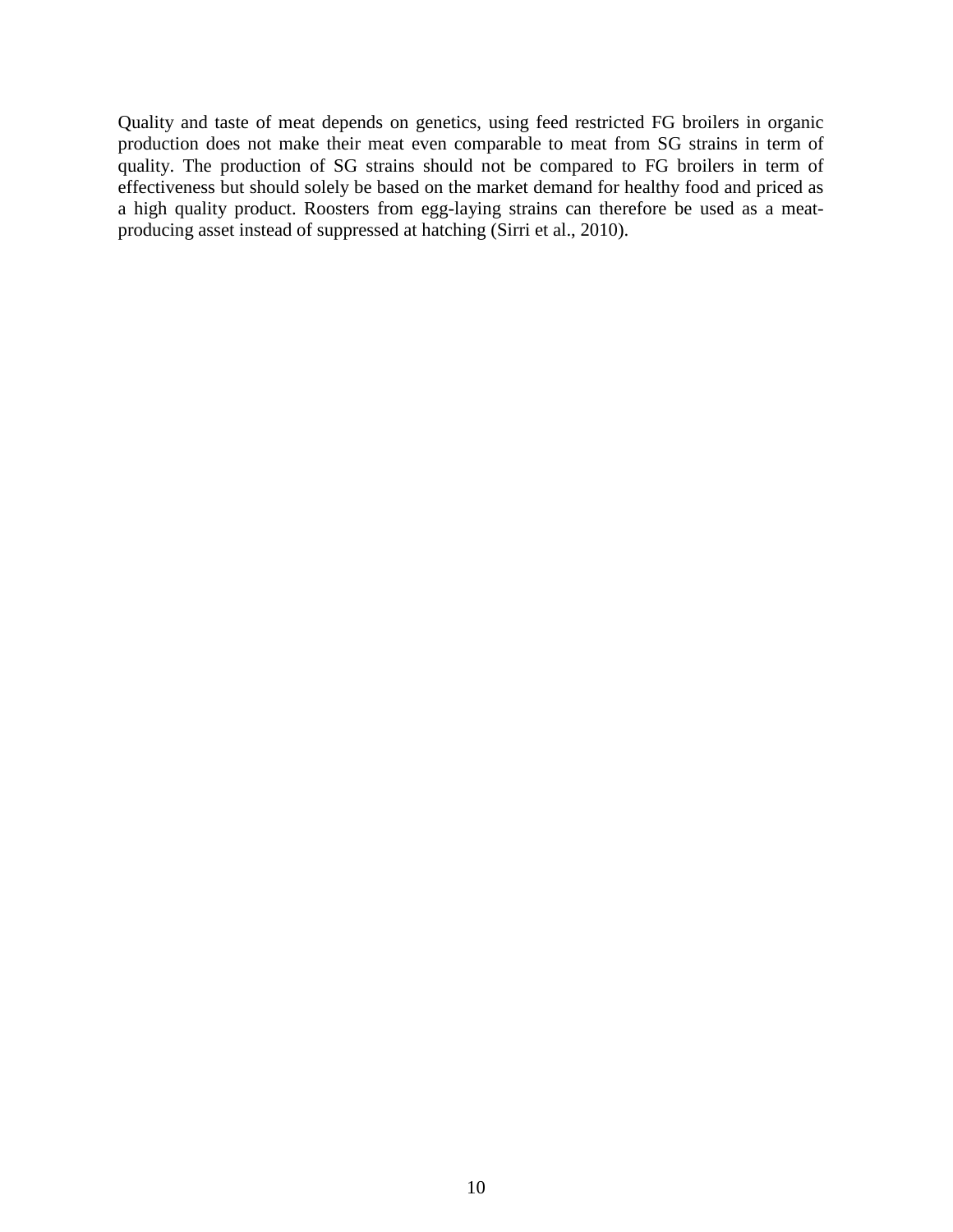Quality and taste of meat depends on genetics, using feed restricted FG broilers in organic production does not make their meat even comparable to meat from SG strains in term of quality. The production of SG strains should not be compared to FG broilers in term of effectiveness but should solely be based on the market demand for healthy food and priced as a high quality product. Roosters from egg-laying strains can therefore be used as a meat-producing asset instead of suppressed at hatching (Sirri et al., 2010).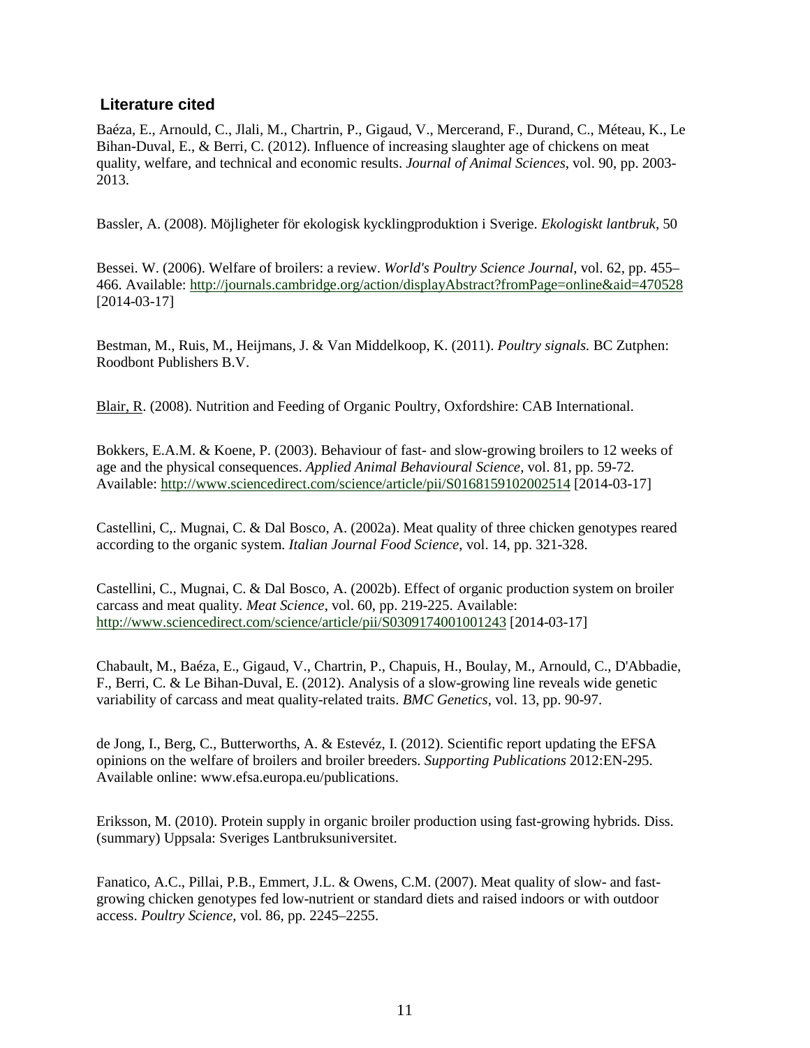## Literature cited

Baéza, E., Arnould, C., Jlali, M., Chartrin, P., Gigaud, V., Mercerand, F., Durand, C., Méteau, K., Le Bihan-Duval, E., & Berri, C. (2012). Influence of increasing slaughter age of chickens on meat quality, welfare, and technical and economic results. *Journal of Animal Sciences*, vol. 90, pp. 2003-2013.

Bassler, A. (2008). Möjligheter för ekologisk kycklingproduktion i Sverige. *Ekologiskt lantbruk*, 50

Bessei. W. (2006). Welfare of broilers: a review. *World's Poultry Science Journal*, vol. 62, pp. 455–466. Available: http://journals.cambridge.org/action/displayAbstract?fromPage=online&aid=470528 [2014-03-17]

Bestman, M., Ruis, M., Heijmans, J. & Van Middelkoop, K. (2011). *Poultry signals.* BC Zutphen: Roodbont Publishers B.V.

Blair, R. (2008). Nutrition and Feeding of Organic Poultry, Oxfordshire: CAB International.

Bokkers, E.A.M. & Koene, P. (2003). Behaviour of fast- and slow-growing broilers to 12 weeks of age and the physical consequences. *Applied Animal Behavioural Science*, vol. 81, pp. 59-72. Available: http://www.sciencedirect.com/science/article/pii/S0168159102002514 [2014-03-17]

Castellini, C,. Mugnai, C. & Dal Bosco, A. (2002a). Meat quality of three chicken genotypes reared according to the organic system. *Italian Journal Food Science*, vol. 14, pp. 321-328.

Castellini, C., Mugnai, C. & Dal Bosco, A. (2002b). Effect of organic production system on broiler carcass and meat quality. *Meat Science*, vol. 60, pp. 219-225. Available: http://www.sciencedirect.com/science/article/pii/S0309174001001243 [2014-03-17]

Chabault, M., Baéza, E., Gigaud, V., Chartrin, P., Chapuis, H., Boulay, M., Arnould, C., D'Abbadie, F., Berri, C. & Le Bihan-Duval, E. (2012). Analysis of a slow-growing line reveals wide genetic variability of carcass and meat quality-related traits. *BMC Genetics*, vol. 13, pp. 90-97.

de Jong, I., Berg, C., Butterworths, A. & Estevéz, I. (2012). Scientific report updating the EFSA opinions on the welfare of broilers and broiler breeders. *Supporting Publications* 2012:EN-295. Available online: www.efsa.europa.eu/publications.

Eriksson, M. (2010). Protein supply in organic broiler production using fast-growing hybrids. Diss. (summary) Uppsala: Sveriges Lantbruksuniversitet.

Fanatico, A.C., Pillai, P.B., Emmert, J.L. & Owens, C.M. (2007). Meat quality of slow- and fast-growing chicken genotypes fed low-nutrient or standard diets and raised indoors or with outdoor access. *Poultry Science*, vol. 86, pp. 2245–2255.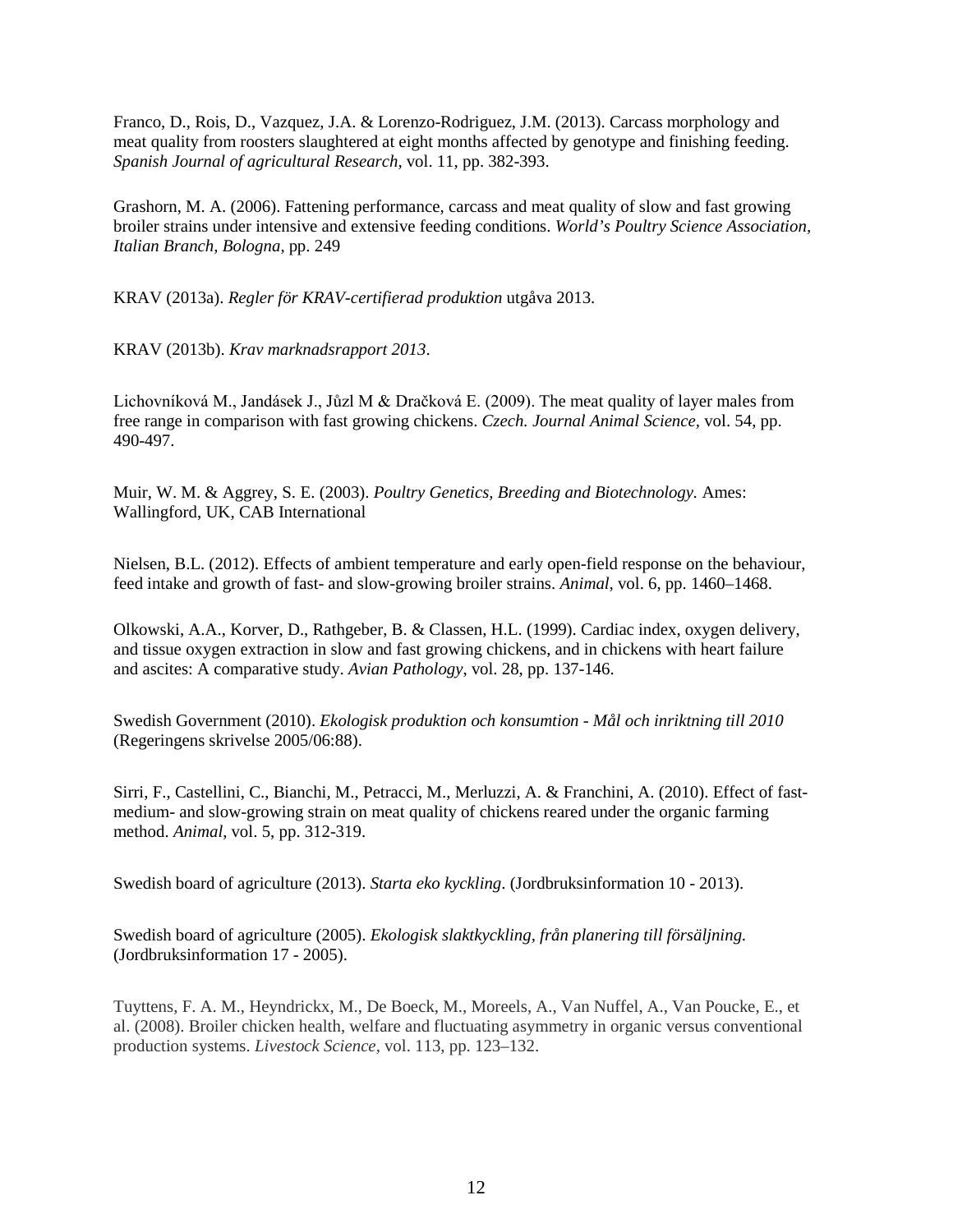Franco, D., Rois, D., Vazquez, J.A. & Lorenzo-Rodriguez, J.M. (2013). Carcass morphology and meat quality from roosters slaughtered at eight months affected by genotype and finishing feeding. *Spanish Journal of agricultural Research,* vol. 11, pp. 382-393.

Grashorn, M. A. (2006). Fattening performance, carcass and meat quality of slow and fast growing broiler strains under intensive and extensive feeding conditions. *World's Poultry Science Association, Italian Branch, Bologna*, pp. 249

KRAV (2013a). *Regler för KRAV-certifierad produktion* utgåva 2013.

KRAV (2013b). *Krav marknadsrapport 2013*.

Lichovníková M., Jandásek J., Jůzl M & Dračková E. (2009). The meat quality of layer males from free range in comparison with fast growing chickens. *Czech. Journal Animal Science,* vol. 54, pp. 490-497.

Muir, W. M. & Aggrey, S. E. (2003). *Poultry Genetics, Breeding and Biotechnology.* Ames: Wallingford, UK, CAB International

Nielsen, B.L. (2012). Effects of ambient temperature and early open-field response on the behaviour, feed intake and growth of fast- and slow-growing broiler strains. *Animal*, vol. 6, pp. 1460–1468.

Olkowski, A.A., Korver, D., Rathgeber, B. & Classen, H.L. (1999). Cardiac index, oxygen delivery, and tissue oxygen extraction in slow and fast growing chickens, and in chickens with heart failure and ascites: A comparative study. *Avian Pathology*, vol. 28, pp. 137-146.

Swedish Government (2010). *Ekologisk produktion och konsumtion - Mål och inriktning till 2010* (Regeringens skrivelse 2005/06:88).

Sirri, F., Castellini, C., Bianchi, M., Petracci, M., Merluzzi, A. & Franchini, A. (2010). Effect of fast-medium- and slow-growing strain on meat quality of chickens reared under the organic farming method. *Animal,* vol. 5, pp. 312-319.

Swedish board of agriculture (2013). *Starta eko kyckling*. (Jordbruksinformation 10 - 2013).

Swedish board of agriculture (2005). *Ekologisk slaktkyckling, från planering till försäljning.* (Jordbruksinformation 17 - 2005).

Tuyttens, F. A. M., Heyndrickx, M., De Boeck, M., Moreels, A., Van Nuffel, A., Van Poucke, E., et al. (2008). Broiler chicken health, welfare and fluctuating asymmetry in organic versus conventional production systems. *Livestock Science,* vol. 113, pp. 123–132.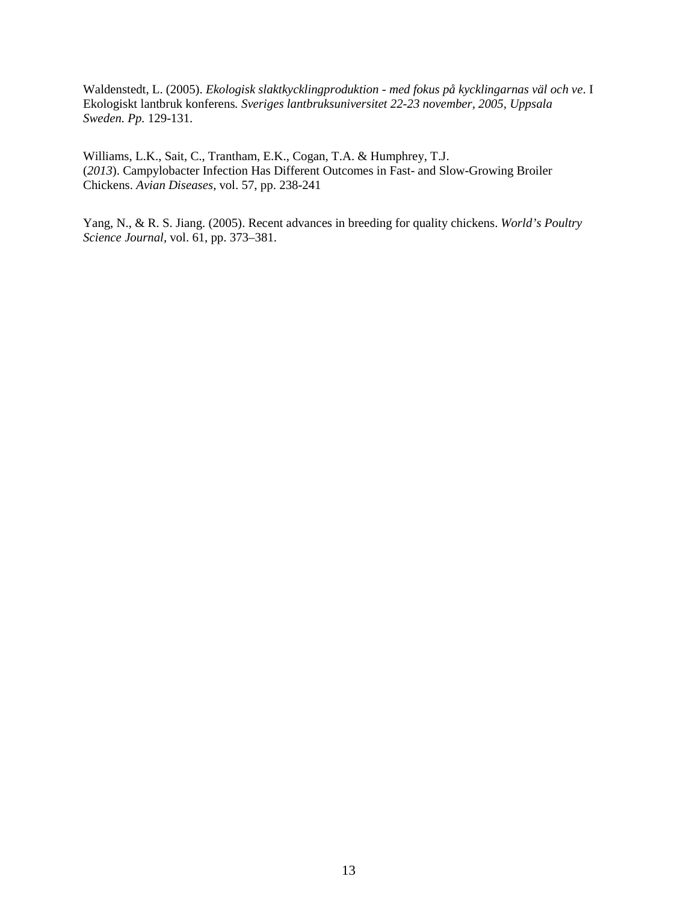Waldenstedt, L. (2005). *Ekologisk slaktkycklingproduktion - med fokus på kycklingarnas väl och ve*. I Ekologiskt lantbruk konferens*. Sveriges lantbruksuniversitet 22-23 november, 2005, Uppsala Sweden. Pp.* 129-131.

Williams, L.K., Sait, C., Trantham, E.K., Cogan, T.A. & Humphrey, T.J. (*2013*). Campylobacter Infection Has Different Outcomes in Fast- and Slow-Growing Broiler Chickens. *Avian Diseases*, vol. 57, pp. 238-241

Yang, N., & R. S. Jiang. (2005). Recent advances in breeding for quality chickens. *World's Poultry Science Journal*, vol. 61, pp. 373–381.